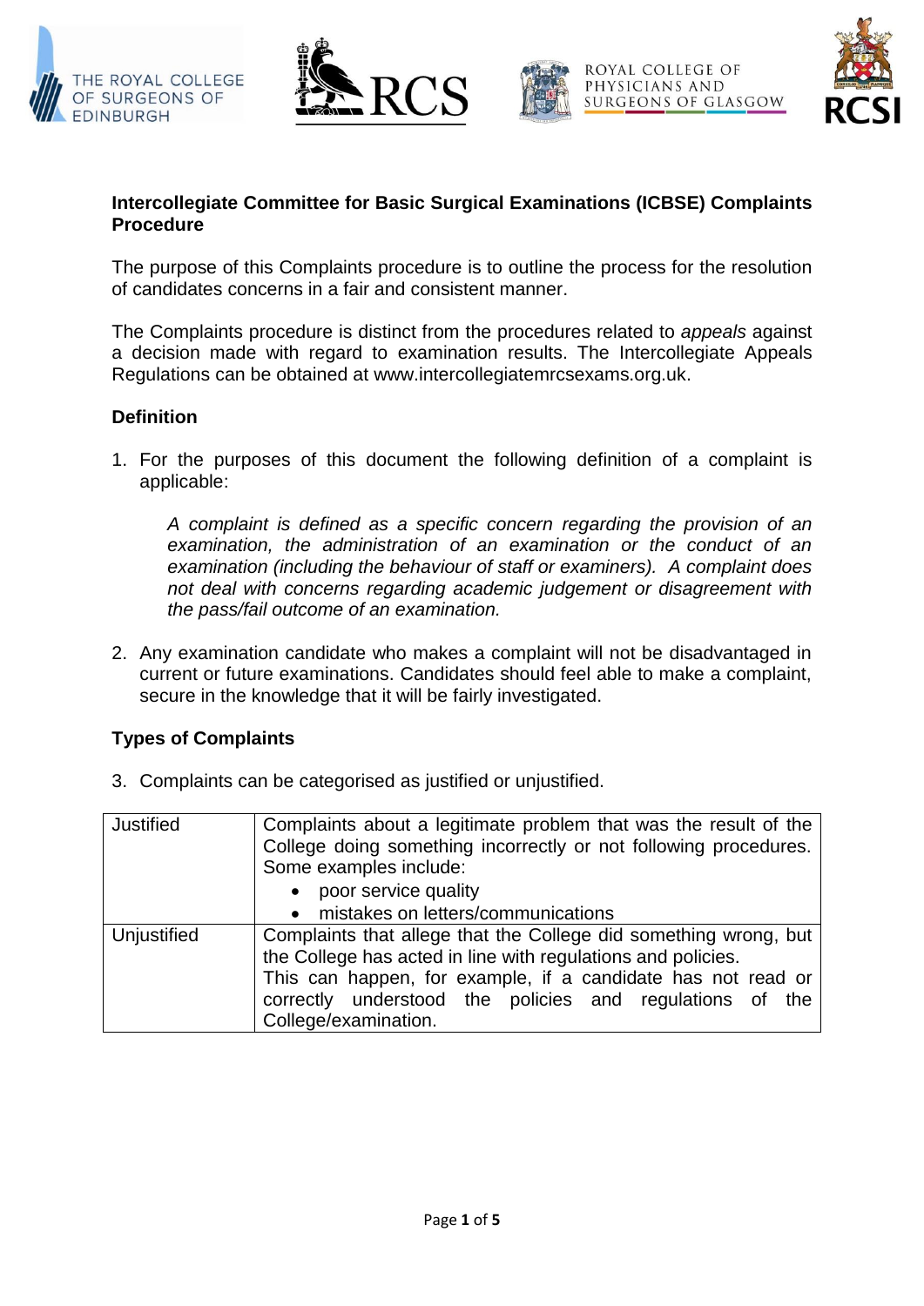## Intercollegiate Committee for Basic Surgical Examinations (ICBSE) Complaints Procedure

The purpose of this Complaints procedure is to outline the process for the resolution of candidates concerns in a fair and consistent manner.

The Complaints procedure is distinct from the procedures related to *appeals* against a decision made with regard to examination results. The Intercollegiate Appeals Regulations can be obtained at www.intercollegiatemrcsexams.org.uk.

### Definition

1. For the purposes of this document the following definition of a complaint is applicable:

   *A complaint is defined as a specific concern regarding the provision of an examination, the administration of an examination or the conduct of an examination (including the behaviour of staff or examiners). A complaint does not deal with concerns regarding academic judgement or disagreement with the pass/fail outcome of an examination.*

2. Any examination candidate who makes a complaint will not be disadvantaged in current or future examinations. Candidates should feel able to make a complaint, secure in the knowledge that it will be fairly investigated.

### Types of Complaints

3. Complaints can be categorised as justified or unjustified.

| | |
|---|---|
| Justified | Complaints about a legitimate problem that was the result of the College doing something incorrectly or not following procedures. Some examples include: <br>• poor service quality <br>• mistakes on letters/communications |
| Unjustified | Complaints that allege that the College did something wrong, but the College has acted in line with regulations and policies. <br>This can happen, for example, if a candidate has not read or correctly understood the policies and regulations of the College/examination. |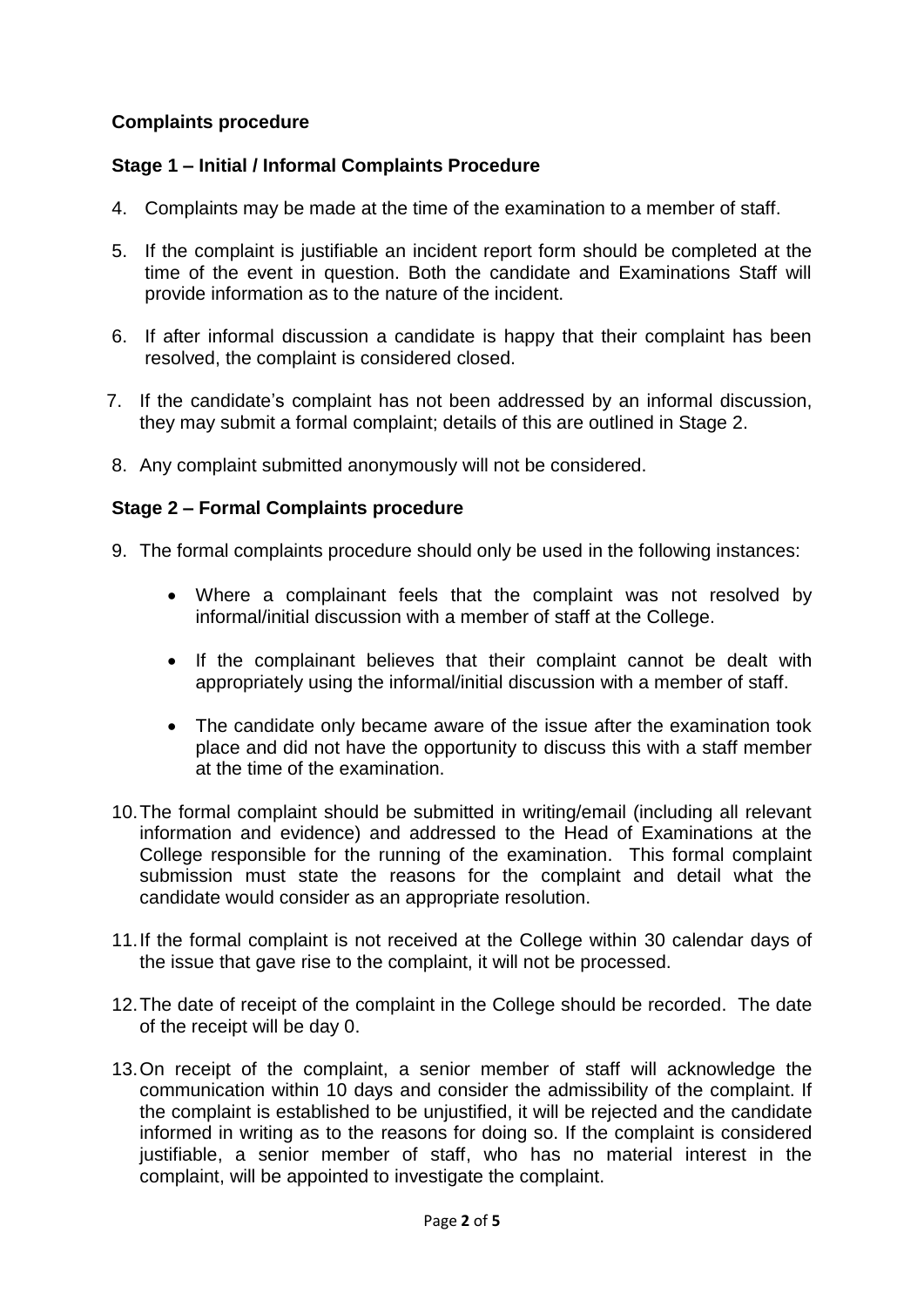## Complaints procedure

### Stage 1 – Initial / Informal Complaints Procedure

4. Complaints may be made at the time of the examination to a member of staff.

5. If the complaint is justifiable an incident report form should be completed at the time of the event in question. Both the candidate and Examinations Staff will provide information as to the nature of the incident.

6. If after informal discussion a candidate is happy that their complaint has been resolved, the complaint is considered closed.

7. If the candidate's complaint has not been addressed by an informal discussion, they may submit a formal complaint; details of this are outlined in Stage 2.

8. Any complaint submitted anonymously will not be considered.

### Stage 2 – Formal Complaints procedure

9. The formal complaints procedure should only be used in the following instances:

    - Where a complainant feels that the complaint was not resolved by informal/initial discussion with a member of staff at the College.

    - If the complainant believes that their complaint cannot be dealt with appropriately using the informal/initial discussion with a member of staff.

    - The candidate only became aware of the issue after the examination took place and did not have the opportunity to discuss this with a staff member at the time of the examination.

10. The formal complaint should be submitted in writing/email (including all relevant information and evidence) and addressed to the Head of Examinations at the College responsible for the running of the examination. This formal complaint submission must state the reasons for the complaint and detail what the candidate would consider as an appropriate resolution.

11. If the formal complaint is not received at the College within 30 calendar days of the issue that gave rise to the complaint, it will not be processed.

12. The date of receipt of the complaint in the College should be recorded. The date of the receipt will be day 0.

13. On receipt of the complaint, a senior member of staff will acknowledge the communication within 10 days and consider the admissibility of the complaint. If the complaint is established to be unjustified, it will be rejected and the candidate informed in writing as to the reasons for doing so. If the complaint is considered justifiable, a senior member of staff, who has no material interest in the complaint, will be appointed to investigate the complaint.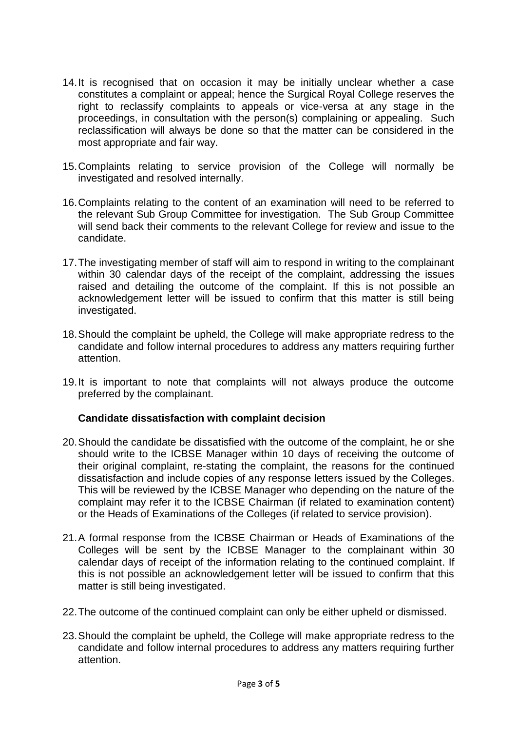14. It is recognised that on occasion it may be initially unclear whether a case constitutes a complaint or appeal; hence the Surgical Royal College reserves the right to reclassify complaints to appeals or vice-versa at any stage in the proceedings, in consultation with the person(s) complaining or appealing. Such reclassification will always be done so that the matter can be considered in the most appropriate and fair way.

15. Complaints relating to service provision of the College will normally be investigated and resolved internally.

16. Complaints relating to the content of an examination will need to be referred to the relevant Sub Group Committee for investigation. The Sub Group Committee will send back their comments to the relevant College for review and issue to the candidate.

17. The investigating member of staff will aim to respond in writing to the complainant within 30 calendar days of the receipt of the complaint, addressing the issues raised and detailing the outcome of the complaint. If this is not possible an acknowledgement letter will be issued to confirm that this matter is still being investigated.

18. Should the complaint be upheld, the College will make appropriate redress to the candidate and follow internal procedures to address any matters requiring further attention.

19. It is important to note that complaints will not always produce the outcome preferred by the complainant.

### Candidate dissatisfaction with complaint decision

20. Should the candidate be dissatisfied with the outcome of the complaint, he or she should write to the ICBSE Manager within 10 days of receiving the outcome of their original complaint, re-stating the complaint, the reasons for the continued dissatisfaction and include copies of any response letters issued by the Colleges. This will be reviewed by the ICBSE Manager who depending on the nature of the complaint may refer it to the ICBSE Chairman (if related to examination content) or the Heads of Examinations of the Colleges (if related to service provision).

21. A formal response from the ICBSE Chairman or Heads of Examinations of the Colleges will be sent by the ICBSE Manager to the complainant within 30 calendar days of receipt of the information relating to the continued complaint. If this is not possible an acknowledgement letter will be issued to confirm that this matter is still being investigated.

22. The outcome of the continued complaint can only be either upheld or dismissed.

23. Should the complaint be upheld, the College will make appropriate redress to the candidate and follow internal procedures to address any matters requiring further attention.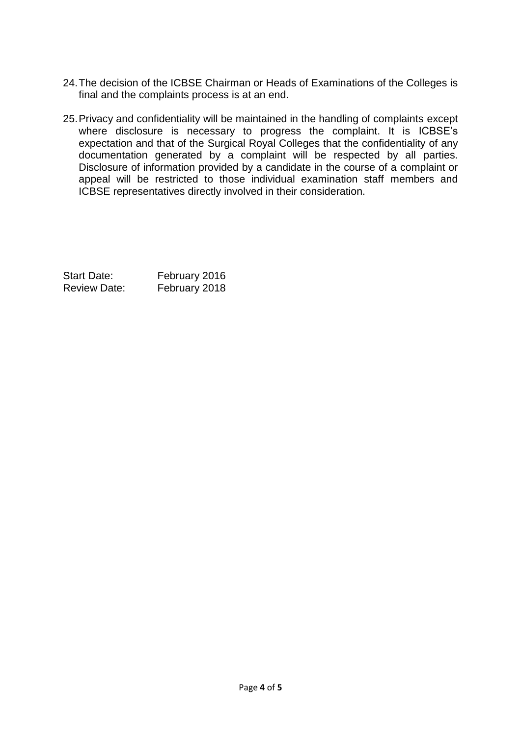24. The decision of the ICBSE Chairman or Heads of Examinations of the Colleges is final and the complaints process is at an end.

25. Privacy and confidentiality will be maintained in the handling of complaints except where disclosure is necessary to progress the complaint. It is ICBSE's expectation and that of the Surgical Royal Colleges that the confidentiality of any documentation generated by a complaint will be respected by all parties. Disclosure of information provided by a candidate in the course of a complaint or appeal will be restricted to those individual examination staff members and ICBSE representatives directly involved in their consideration.

Start Date: February 2016
Review Date: February 2018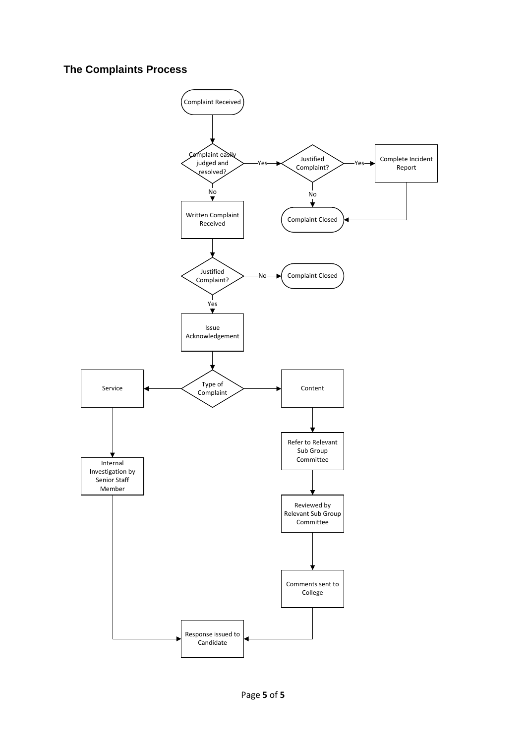## The Complaints Process

Complaint Received

Complaint easily judged and resolved?

Yes

Justified Complaint?

Yes

Complete Incident Report

No

Complaint Closed

No

Written Complaint Received

Justified Complaint?

No

Complaint Closed

Yes

Issue Acknowledgement

Type of Complaint

Service

Content

Internal Investigation by Senior Staff Member

Refer to Relevant Sub Group Committee

Reviewed by Relevant Sub Group Committee

Comments sent to College

Response issued to Candidate